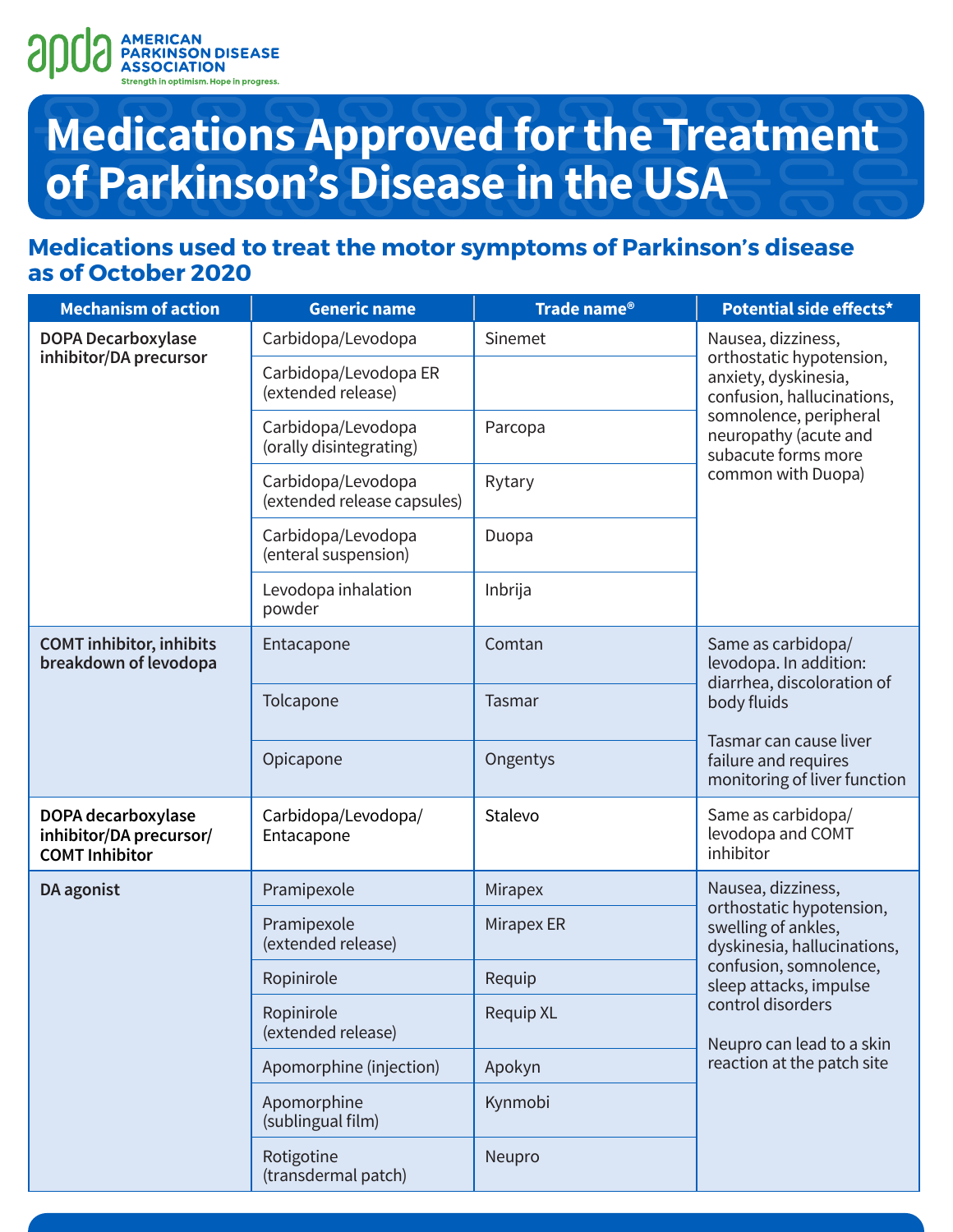apda AMERICAN PARKINSON DISEASE ASSOCIATION
Strength in optimism. Hope in progress.

# Medications Approved for the Treatment of Parkinson's Disease in the USA

## Medications used to treat the motor symptoms of Parkinson's disease as of October 2020

| Mechanism of action | Generic name | Trade name® | Potential side effects* |
|---|---|---|---|
| DOPA Decarboxylase inhibitor/DA precursor | Carbidopa/Levodopa | Sinemet | Nausea, dizziness, orthostatic hypotension, anxiety, dyskinesia, confusion, hallucinations, somnolence, peripheral neuropathy (acute and subacute forms more common with Duopa) |
| | Carbidopa/Levodopa ER (extended release) | | |
| | Carbidopa/Levodopa (orally disintegrating) | Parcopa | |
| | Carbidopa/Levodopa (extended release capsules) | Rytary | |
| | Carbidopa/Levodopa (enteral suspension) | Duopa | |
| | Levodopa inhalation powder | Inbrija | |
| COMT inhibitor, inhibits breakdown of levodopa | Entacapone | Comtan | Same as carbidopa/levodopa. In addition: diarrhea, discoloration of body fluids<br><br>Tasmar can cause liver failure and requires monitoring of liver function |
| | Tolcapone | Tasmar | |
| | Opicapone | Ongentys | |
| DOPA decarboxylase inhibitor/DA precursor/COMT Inhibitor | Carbidopa/Levodopa/Entacapone | Stalevo | Same as carbidopa/levodopa and COMT inhibitor |
| DA agonist | Pramipexole | Mirapex | Nausea, dizziness, orthostatic hypotension, swelling of ankles, dyskinesia, hallucinations, confusion, somnolence, sleep attacks, impulse control disorders<br><br>Neupro can lead to a skin reaction at the patch site |
| | Pramipexole (extended release) | Mirapex ER | |
| | Ropinirole | Requip | |
| | Ropinirole (extended release) | Requip XL | |
| | Apomorphine (injection) | Apokyn | |
| | Apomorphine (sublingual film) | Kynmobi | |
| | Rotigotine (transdermal patch) | Neupro | |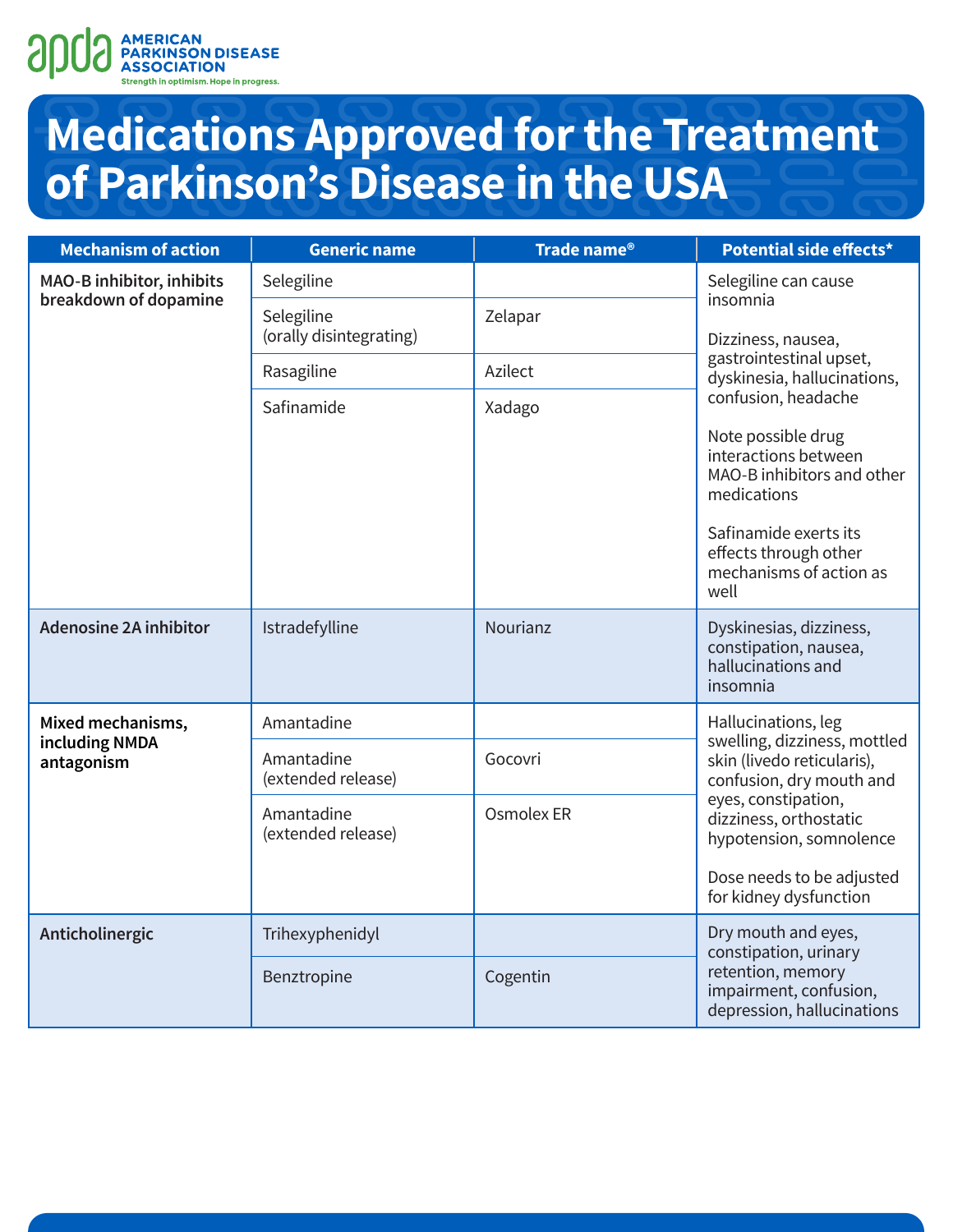# Medications Approved for the Treatment of Parkinson's Disease in the USA

| Mechanism of action | Generic name | Trade name® | Potential side effects* |
|---|---|---|---|
| **MAO-B inhibitor, inhibits breakdown of dopamine** | Selegiline | | Selegiline can cause insomnia<br><br>Dizziness, nausea, gastrointestinal upset, dyskinesia, hallucinations, confusion, headache<br><br>Note possible drug interactions between MAO-B inhibitors and other medications<br><br>Safinamide exerts its effects through other mechanisms of action as well |
| | Selegiline (orally disintegrating) | Zelapar | |
| | Rasagiline | Azilect | |
| | Safinamide | Xadago | |
| **Adenosine 2A inhibitor** | Istradefylline | Nourianz | Dyskinesias, dizziness, constipation, nausea, hallucinations and insomnia |
| **Mixed mechanisms, including NMDA antagonism** | Amantadine | | Hallucinations, leg swelling, dizziness, mottled skin (livedo reticularis), confusion, dry mouth and eyes, constipation, dizziness, orthostatic hypotension, somnolence<br><br>Dose needs to be adjusted for kidney dysfunction |
| | Amantadine (extended release) | Gocovri | |
| | Amantadine (extended release) | Osmolex ER | |
| **Anticholinergic** | Trihexyphenidyl | | Dry mouth and eyes, constipation, urinary retention, memory impairment, confusion, depression, hallucinations |
| | Benztropine | Cogentin | |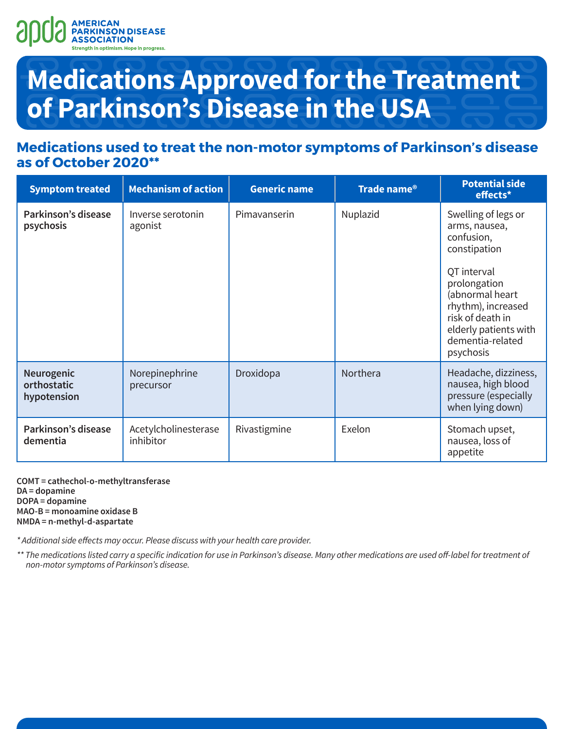# Medications Approved for the Treatment of Parkinson's Disease in the USA

## Medications used to treat the non-motor symptoms of Parkinson's disease as of October 2020**

| Symptom treated | Mechanism of action | Generic name | Trade name® | Potential side effects* |
|---|---|---|---|---|
| **Parkinson's disease psychosis** | Inverse serotonin agonist | Pimavanserin | Nuplazid | Swelling of legs or arms, nausea, confusion, constipation<br><br>QT interval prolongation (abnormal heart rhythm), increased risk of death in elderly patients with dementia-related psychosis |
| **Neurogenic orthostatic hypotension** | Norepinephrine precursor | Droxidopa | Northera | Headache, dizziness, nausea, high blood pressure (especially when lying down) |
| **Parkinson's disease dementia** | Acetylcholinesterase inhibitor | Rivastigmine | Exelon | Stomach upset, nausea, loss of appetite |

**COMT = cathechol-o-methyltransferase**
**DA = dopamine**
**DOPA = dopamine**
**MAO-B = monoamine oxidase B**
**NMDA = n-methyl-d-aspartate**

*\* Additional side effects may occur. Please discuss with your health care provider.*

*\*\* The medications listed carry a specific indication for use in Parkinson's disease. Many other medications are used off-label for treatment of non-motor symptoms of Parkinson's disease.*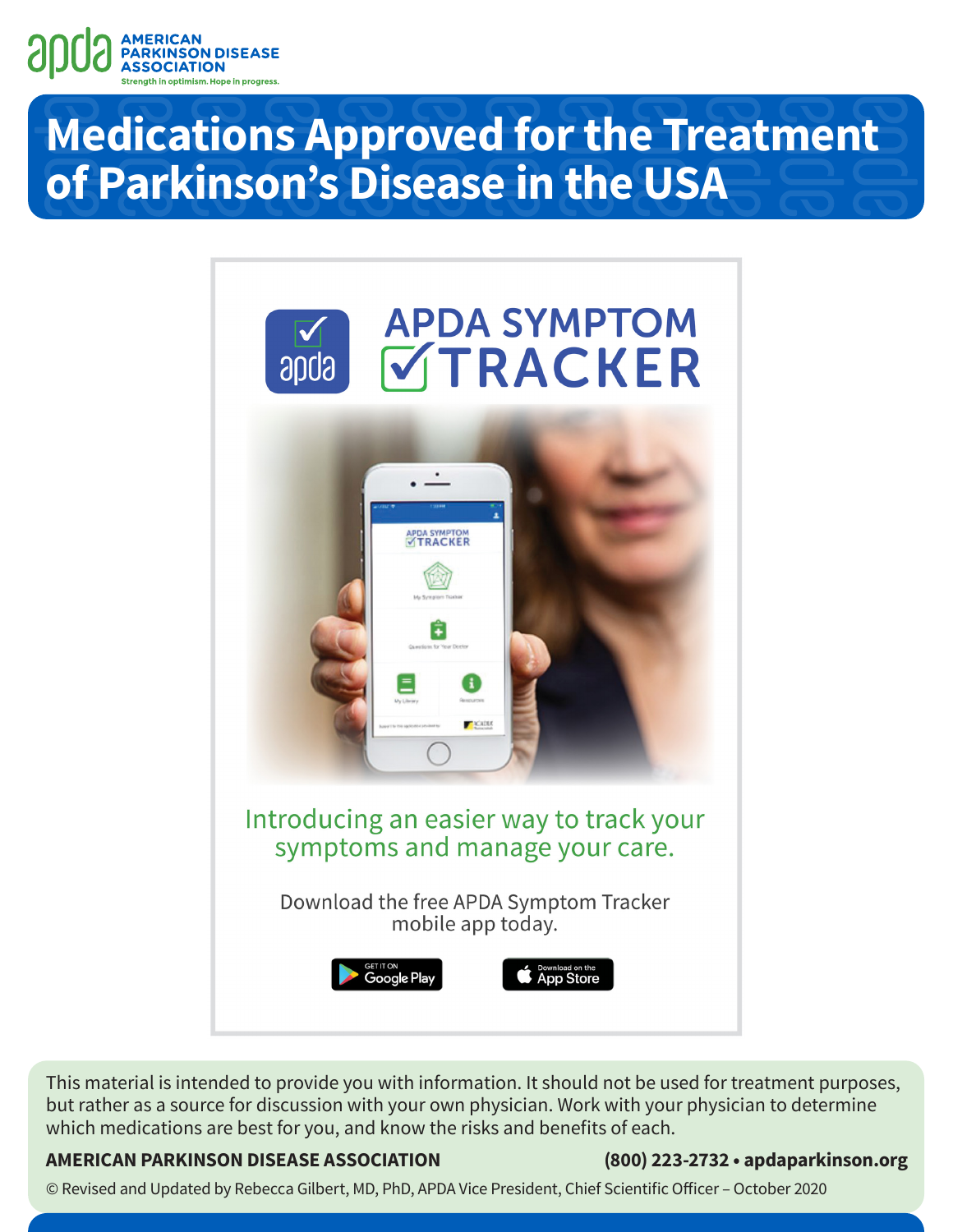# Medications Approved for the Treatment of Parkinson's Disease in the USA

## APDA SYMPTOM TRACKER

Introducing an easier way to track your symptoms and manage your care.

Download the free APDA Symptom Tracker mobile app today.

GET IT ON Google Play

Download on the App Store

This material is intended to provide you with information. It should not be used for treatment purposes, but rather as a source for discussion with your own physician. Work with your physician to determine which medications are best for you, and know the risks and benefits of each.

**AMERICAN PARKINSON DISEASE ASSOCIATION** **(800) 223-2732 • apdaparkinson.org**

© Revised and Updated by Rebecca Gilbert, MD, PhD, APDA Vice President, Chief Scientific Officer – October 2020